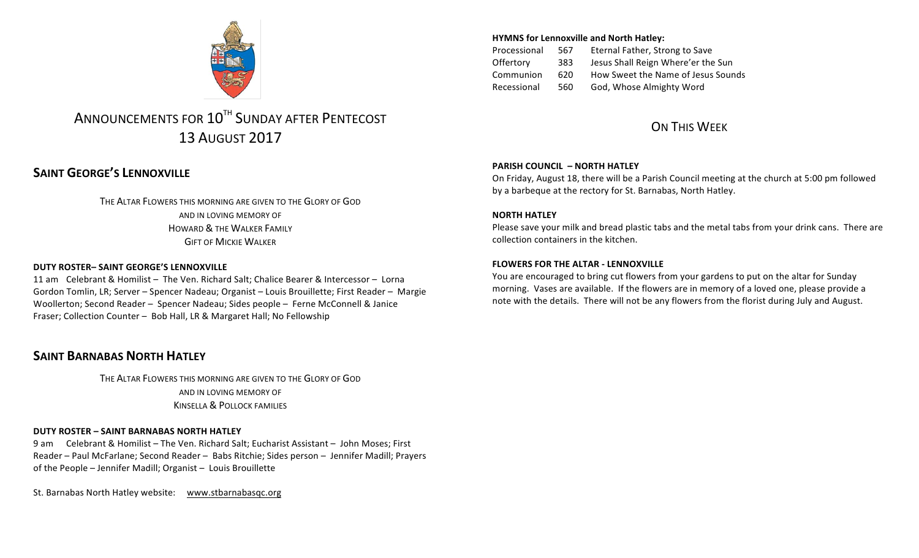# ANNOUNCEMENTS FOR 10TH SUNDAY AFTER PENTECOST
# 13 AUGUST 2017

## SAINT GEORGE'S LENNOXVILLE

THE ALTAR FLOWERS THIS MORNING ARE GIVEN TO THE GLORY OF GOD
AND IN LOVING MEMORY OF
HOWARD & THE WALKER FAMILY
GIFT OF MICKIE WALKER

**DUTY ROSTER– SAINT GEORGE'S LENNOXVILLE**

11 am Celebrant & Homilist – The Ven. Richard Salt; Chalice Bearer & Intercessor – Lorna Gordon Tomlin, LR; Server – Spencer Nadeau; Organist – Louis Brouillette; First Reader – Margie Woollerton; Second Reader – Spencer Nadeau; Sides people – Ferne McConnell & Janice Fraser; Collection Counter – Bob Hall, LR & Margaret Hall; No Fellowship

## SAINT BARNABAS NORTH HATLEY

THE ALTAR FLOWERS THIS MORNING ARE GIVEN TO THE GLORY OF GOD
AND IN LOVING MEMORY OF
KINSELLA & POLLOCK FAMILIES

**DUTY ROSTER – SAINT BARNABAS NORTH HATLEY**

9 am Celebrant & Homilist – The Ven. Richard Salt; Eucharist Assistant – John Moses; First Reader – Paul McFarlane; Second Reader – Babs Ritchie; Sides person – Jennifer Madill; Prayers of the People – Jennifer Madill; Organist – Louis Brouillette

St. Barnabas North Hatley website: www.stbarnabasqc.org

**HYMNS for Lennoxville and North Hatley:**

| | | |
|---|---|---|
| Processional | 567 | Eternal Father, Strong to Save |
| Offertory | 383 | Jesus Shall Reign Where'er the Sun |
| Communion | 620 | How Sweet the Name of Jesus Sounds |
| Recessional | 560 | God, Whose Almighty Word |

## ON THIS WEEK

**PARISH COUNCIL – NORTH HATLEY**

On Friday, August 18, there will be a Parish Council meeting at the church at 5:00 pm followed by a barbeque at the rectory for St. Barnabas, North Hatley.

**NORTH HATLEY**

Please save your milk and bread plastic tabs and the metal tabs from your drink cans. There are collection containers in the kitchen.

**FLOWERS FOR THE ALTAR - LENNOXVILLE**

You are encouraged to bring cut flowers from your gardens to put on the altar for Sunday morning. Vases are available. If the flowers are in memory of a loved one, please provide a note with the details. There will not be any flowers from the florist during July and August.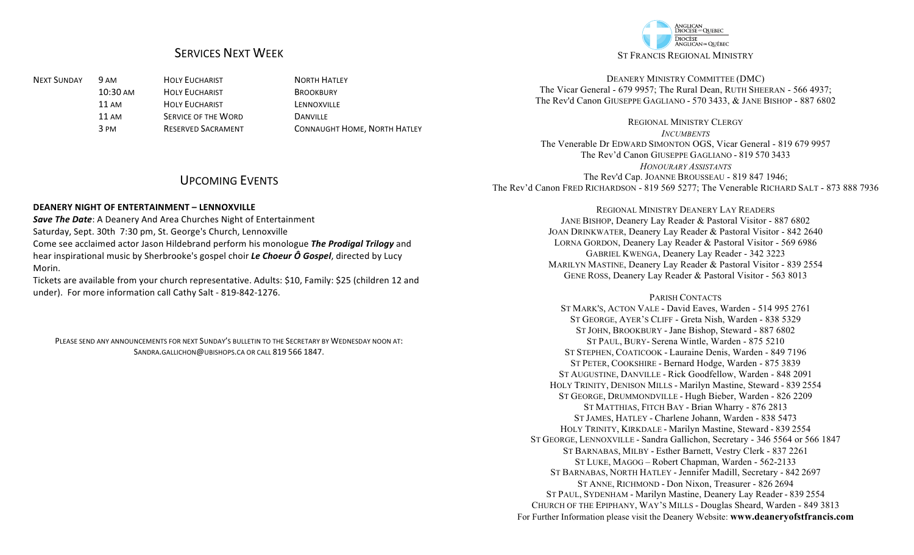## Services Next Week

| | | | |
|---|---|---|---|
| Next Sunday | 9 AM | Holy Eucharist | North Hatley |
| | 10:30 AM | Holy Eucharist | Brookbury |
| | 11 AM | Holy Eucharist | Lennoxville |
| | 11 AM | Service of the Word | Danville |
| | 3 PM | Reserved Sacrament | Connaught Home, North Hatley |

## Upcoming Events

**DEANERY NIGHT OF ENTERTAINMENT – LENNOXVILLE**

***Save The Date***: A Deanery And Area Churches Night of Entertainment

Saturday, Sept. 30th 7:30 pm, St. George's Church, Lennoxville

Come see acclaimed actor Jason Hildebrand perform his monologue ***The Prodigal Trilogy*** and hear inspirational music by Sherbrooke's gospel choir ***Le Choeur Ô Gospel***, directed by Lucy Morin.

Tickets are available from your church representative. Adults: $10, Family: $25 (children 12 and under). For more information call Cathy Salt - 819-842-1276.

PLEASE SEND ANY ANNOUNCEMENTS FOR NEXT SUNDAY'S BULLETIN TO THE SECRETARY BY WEDNESDAY NOON AT: SANDRA.GALLICHON@UBISHOPS.CA OR CALL 819 566 1847.

Anglican Diocese of Quebec
Diocèse Anglican du Québec

St Francis Regional Ministry

Deanery Ministry Committee (DMC)
The Vicar General - 679 9957; The Rural Dean, Ruth Sheeran - 566 4937;
The Rev'd Canon Giuseppe Gagliano - 570 3433, & Jane Bishop - 887 6802

Regional Ministry Clergy

*Incumbents*

The Venerable Dr Edward Simonton OGS, Vicar General - 819 679 9957
The Rev'd Canon Giuseppe Gagliano - 819 570 3433

*Honourary Assistants*

The Rev'd Cap. Joanne Brousseau - 819 847 1946;
The Rev'd Canon Fred Richardson - 819 569 5277; The Venerable Richard Salt - 873 888 7936

Regional Ministry Deanery Lay Readers

Jane Bishop, Deanery Lay Reader & Pastoral Visitor - 887 6802
Joan Drinkwater, Deanery Lay Reader & Pastoral Visitor - 842 2640
Lorna Gordon, Deanery Lay Reader & Pastoral Visitor - 569 6986
Gabriel Kwenga, Deanery Lay Reader - 342 3223
Marilyn Mastine, Deanery Lay Reader & Pastoral Visitor - 839 2554
Gene Ross, Deanery Lay Reader & Pastoral Visitor - 563 8013

Parish Contacts

St Mark's, Acton Vale - David Eaves, Warden - 514 995 2761
St George, Ayer's Cliff - Greta Nish, Warden - 838 5329
St John, Brookbury - Jane Bishop, Steward - 887 6802
St Paul, Bury- Serena Wintle, Warden - 875 5210
St Stephen, Coaticook - Lauraine Denis, Warden - 849 7196
St Peter, Cookshire - Bernard Hodge, Warden - 875 3839
St Augustine, Danville - Rick Goodfellow, Warden - 848 2091
Holy Trinity, Denison Mills - Marilyn Mastine, Steward - 839 2554
St George, Drummondville - Hugh Bieber, Warden - 826 2209
St Matthias, Fitch Bay - Brian Wharry - 876 2813
St James, Hatley - Charlene Johann, Warden - 838 5473
Holy Trinity, Kirkdale - Marilyn Mastine, Steward - 839 2554
St George, Lennoxville - Sandra Gallichon, Secretary - 346 5564 or 566 1847
St Barnabas, Milby - Esther Barnett, Vestry Clerk - 837 2261
St Luke, Magog – Robert Chapman, Warden - 562-2133
St Barnabas, North Hatley - Jennifer Madill, Secretary - 842 2697
St Anne, Richmond - Don Nixon, Treasurer - 826 2694
St Paul, Sydenham - Marilyn Mastine, Deanery Lay Reader - 839 2554
Church of the Epiphany, Way's Mills - Douglas Sheard, Warden - 849 3813

For Further Information please visit the Deanery Website: **www.deaneryofstfrancis.com**